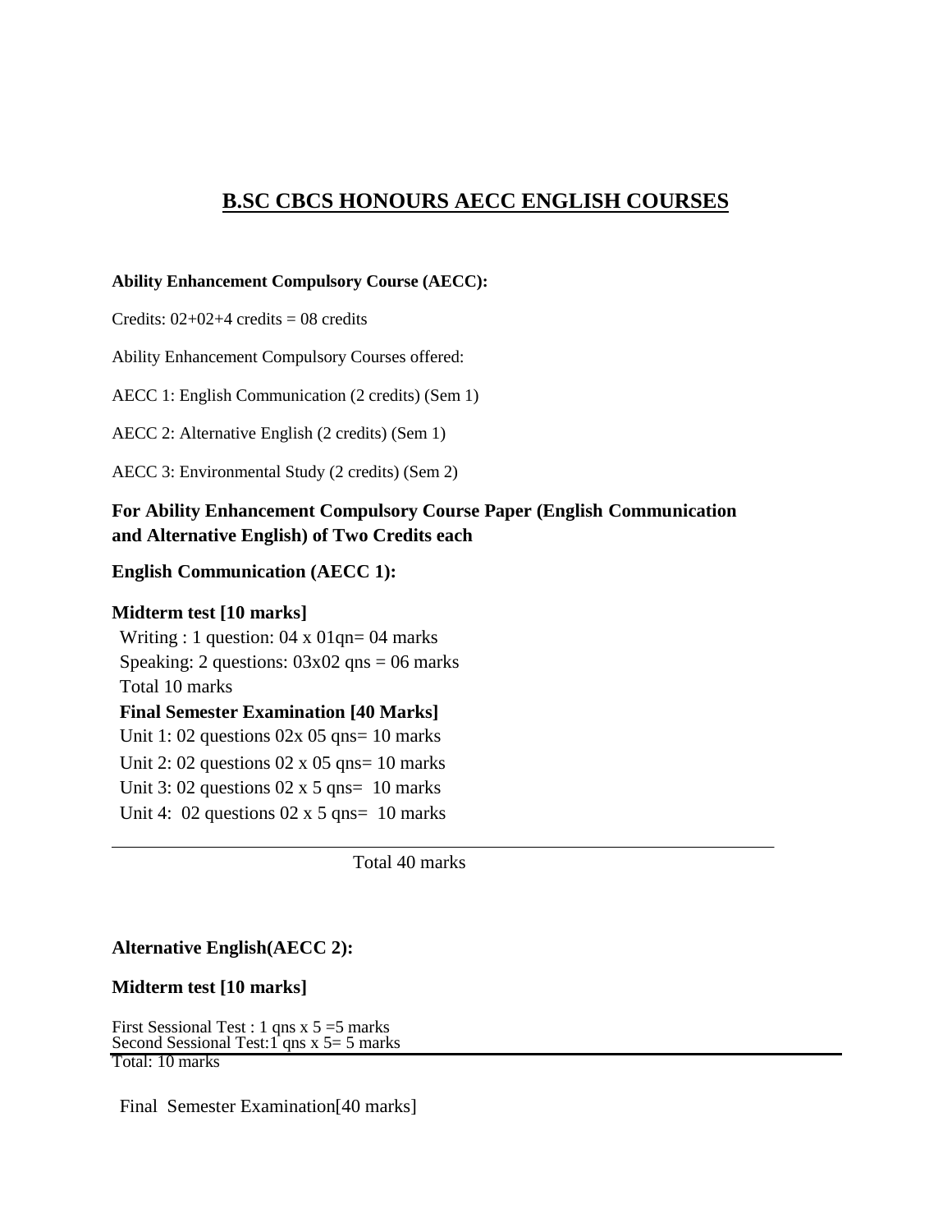# B.SC CBCS HONOURS AECC ENGLISH COURSES

**Ability Enhancement Compulsory Course (AECC):**

Credits: 02+02+4 credits = 08 credits

Ability Enhancement Compulsory Courses offered:

AECC 1: English Communication (2 credits) (Sem 1)

AECC 2: Alternative English (2 credits) (Sem 1)

AECC 3: Environmental Study (2 credits) (Sem 2)

**For Ability Enhancement Compulsory Course Paper (English Communication and Alternative English) of Two Credits each**

**English Communication (AECC 1):**

**Midterm test [10 marks]**

Writing : 1 question: 04 x 01qn= 04 marks
Speaking: 2 questions: 03x02 qns = 06 marks
Total 10 marks

**Final Semester Examination [40 Marks]**

Unit 1: 02 questions 02x 05 qns= 10 marks
Unit 2: 02 questions 02 x 05 qns= 10 marks
Unit 3: 02 questions 02 x 5 qns= 10 marks
Unit 4: 02 questions 02 x 5 qns= 10 marks

---

Total 40 marks

**Alternative English(AECC 2):**

**Midterm test [10 marks]**

First Sessional Test : 1 qns x 5 =5 marks
Second Sessional Test:1 qns x 5= 5 marks

---

Total: 10 marks

Final Semester Examination[40 marks]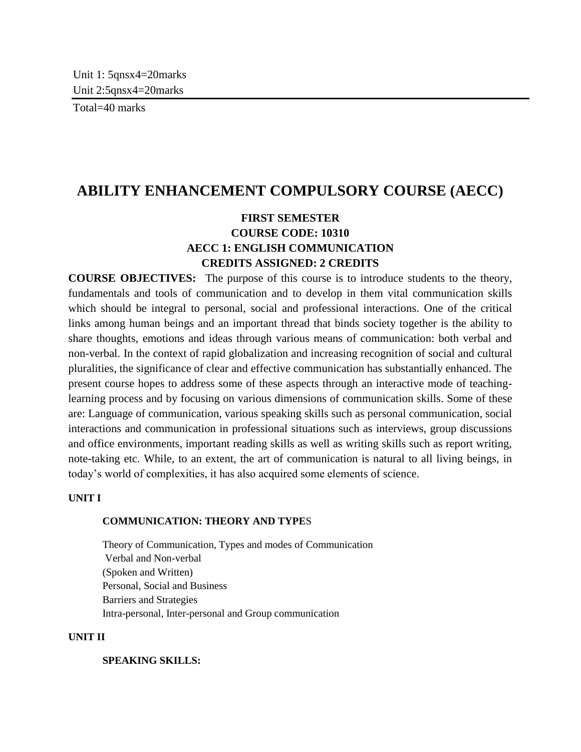Unit 1: 5qnsx4=20marks
Unit 2:5qnsx4=20marks

Total=40 marks

# ABILITY ENHANCEMENT COMPULSORY COURSE (AECC)

**FIRST SEMESTER**
**COURSE CODE: 10310**
**AECC 1: ENGLISH COMMUNICATION**
**CREDITS ASSIGNED: 2 CREDITS**

**COURSE OBJECTIVES:** The purpose of this course is to introduce students to the theory, fundamentals and tools of communication and to develop in them vital communication skills which should be integral to personal, social and professional interactions. One of the critical links among human beings and an important thread that binds society together is the ability to share thoughts, emotions and ideas through various means of communication: both verbal and non-verbal. In the context of rapid globalization and increasing recognition of social and cultural pluralities, the significance of clear and effective communication has substantially enhanced. The present course hopes to address some of these aspects through an interactive mode of teaching-learning process and by focusing on various dimensions of communication skills. Some of these are: Language of communication, various speaking skills such as personal communication, social interactions and communication in professional situations such as interviews, group discussions and office environments, important reading skills as well as writing skills such as report writing, note-taking etc. While, to an extent, the art of communication is natural to all living beings, in today's world of complexities, it has also acquired some elements of science.

**UNIT I**

**COMMUNICATION: THEORY AND TYPES**

Theory of Communication, Types and modes of Communication
Verbal and Non-verbal
(Spoken and Written)
Personal, Social and Business
Barriers and Strategies
Intra-personal, Inter-personal and Group communication

**UNIT II**

**SPEAKING SKILLS:**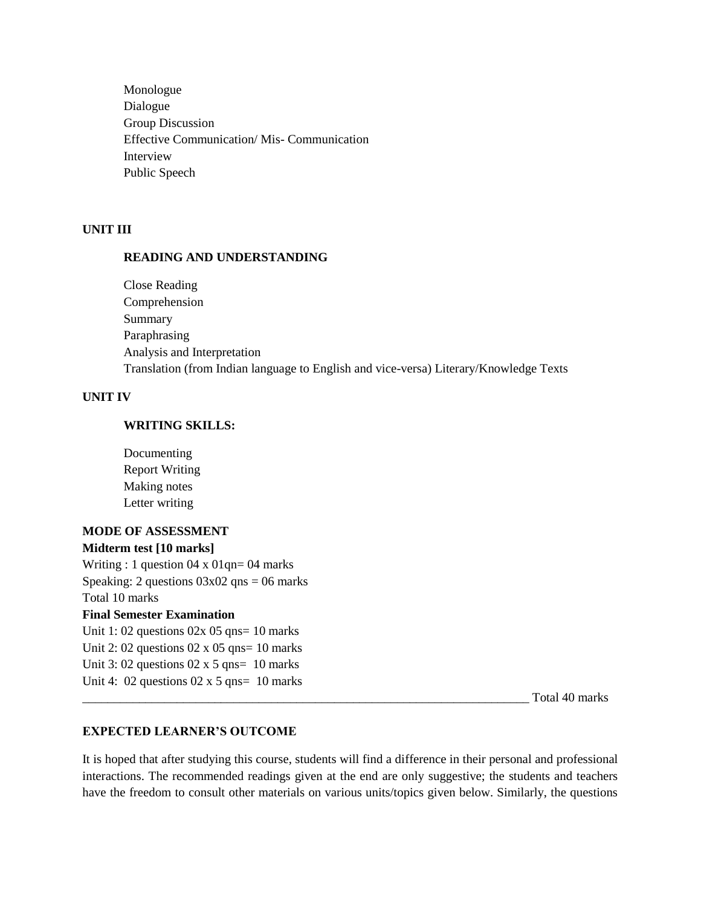Monologue
Dialogue
Group Discussion
Effective Communication/ Mis- Communication
Interview
Public Speech

**UNIT III**

**READING AND UNDERSTANDING**

Close Reading
Comprehension
Summary
Paraphrasing
Analysis and Interpretation
Translation (from Indian language to English and vice-versa) Literary/Knowledge Texts

**UNIT IV**

**WRITING SKILLS:**

Documenting
Report Writing
Making notes
Letter writing

**MODE OF ASSESSMENT**

**Midterm test [10 marks]**

Writing : 1 question 04 x 01qn= 04 marks
Speaking: 2 questions 03x02 qns = 06 marks
Total 10 marks

**Final Semester Examination**

Unit 1: 02 questions 02x 05 qns= 10 marks
Unit 2: 02 questions 02 x 05 qns= 10 marks
Unit 3: 02 questions 02 x 5 qns= 10 marks
Unit 4: 02 questions 02 x 5 qns= 10 marks

Total 40 marks

**EXPECTED LEARNER'S OUTCOME**

It is hoped that after studying this course, students will find a difference in their personal and professional interactions. The recommended readings given at the end are only suggestive; the students and teachers have the freedom to consult other materials on various units/topics given below. Similarly, the questions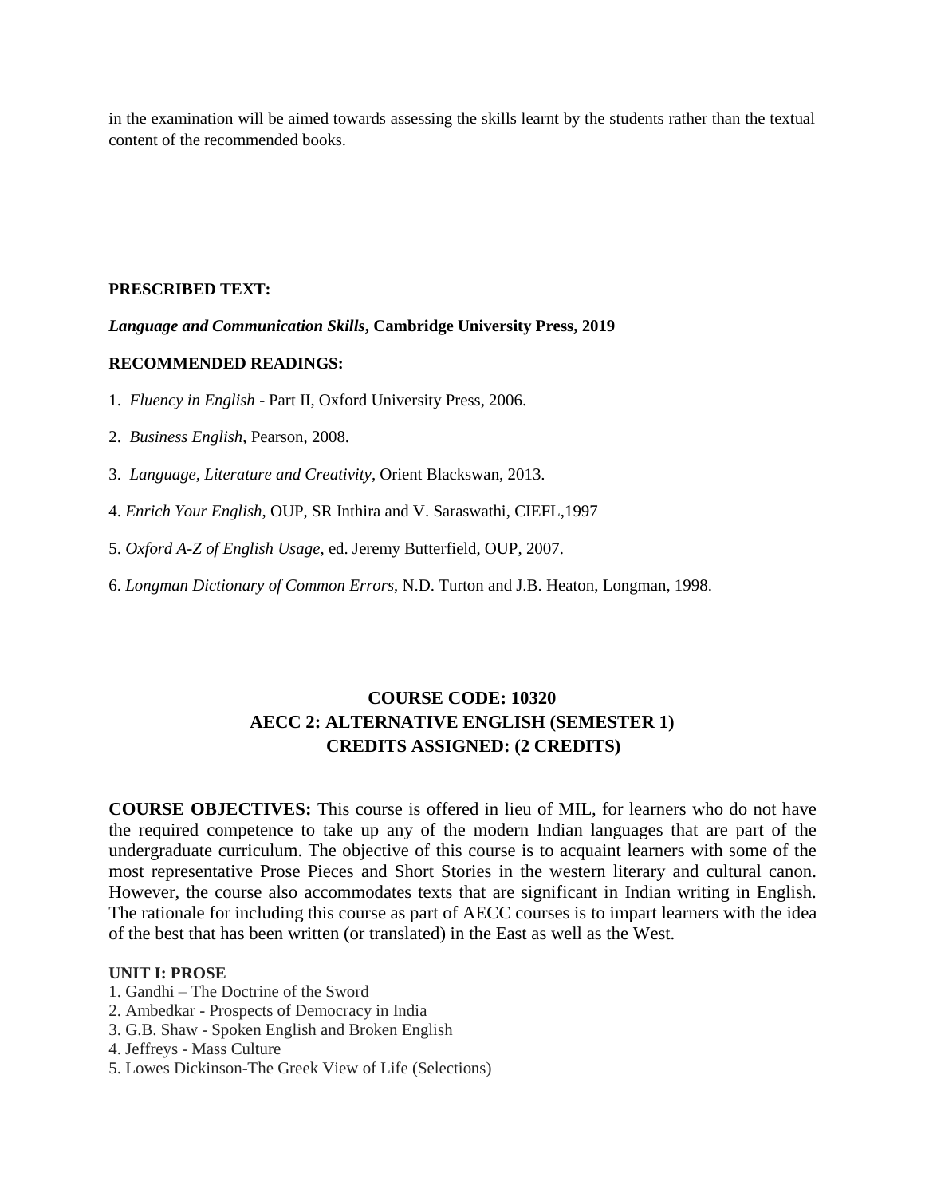in the examination will be aimed towards assessing the skills learnt by the students rather than the textual content of the recommended books.

**PRESCRIBED TEXT:**

***Language and Communication Skills*, Cambridge University Press, 2019**

**RECOMMENDED READINGS:**

1. *Fluency in English* - Part II, Oxford University Press, 2006.
2. *Business English*, Pearson, 2008.
3. *Language, Literature and Creativity*, Orient Blackswan, 2013.
4. *Enrich Your English*, OUP, SR Inthira and V. Saraswathi, CIEFL,1997
5. *Oxford A-Z of English Usage*, ed. Jeremy Butterfield, OUP, 2007.
6. *Longman Dictionary of Common Errors*, N.D. Turton and J.B. Heaton, Longman, 1998.

## COURSE CODE: 10320
## AECC 2: ALTERNATIVE ENGLISH (SEMESTER 1)
## CREDITS ASSIGNED: (2 CREDITS)

**COURSE OBJECTIVES:** This course is offered in lieu of MIL, for learners who do not have the required competence to take up any of the modern Indian languages that are part of the undergraduate curriculum. The objective of this course is to acquaint learners with some of the most representative Prose Pieces and Short Stories in the western literary and cultural canon. However, the course also accommodates texts that are significant in Indian writing in English. The rationale for including this course as part of AECC courses is to impart learners with the idea of the best that has been written (or translated) in the East as well as the West.

**UNIT I: PROSE**

1. Gandhi – The Doctrine of the Sword
2. Ambedkar - Prospects of Democracy in India
3. G.B. Shaw - Spoken English and Broken English
4. Jeffreys - Mass Culture
5. Lowes Dickinson-The Greek View of Life (Selections)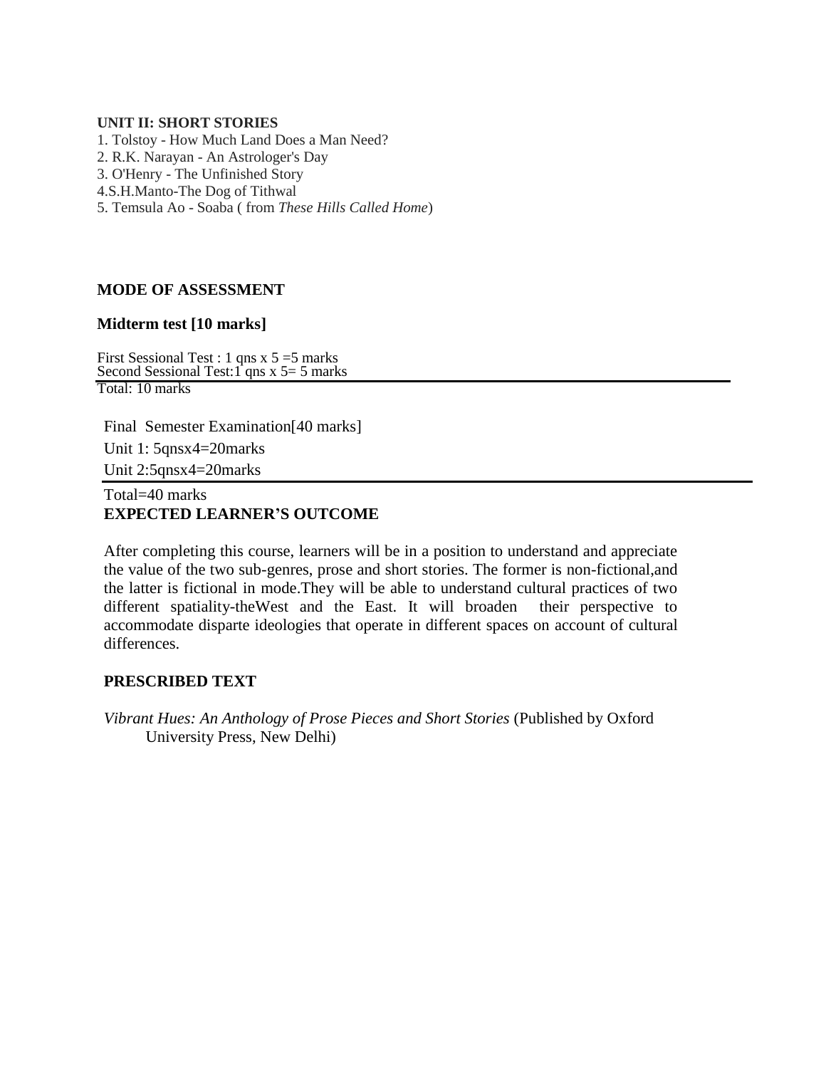**UNIT II: SHORT STORIES**

1. Tolstoy - How Much Land Does a Man Need?
2. R.K. Narayan - An Astrologer's Day
3. O'Henry - The Unfinished Story
4. S.H.Manto-The Dog of Tithwal
5. Temsula Ao - Soaba ( from *These Hills Called Home*)

## MODE OF ASSESSMENT

### Midterm test [10 marks]

First Sessional Test : 1 qns x 5 =5 marks
Second Sessional Test:1 qns x 5= 5 marks

---

Total: 10 marks

Final Semester Examination[40 marks]

Unit 1: 5qnsx4=20marks

Unit 2:5qnsx4=20marks

---

Total=40 marks

## EXPECTED LEARNER'S OUTCOME

After completing this course, learners will be in a position to understand and appreciate the value of the two sub-genres, prose and short stories. The former is non-fictional,and the latter is fictional in mode.They will be able to understand cultural practices of two different spatiality-theWest and the East. It will broaden their perspective to accommodate disparte ideologies that operate in different spaces on account of cultural differences.

## PRESCRIBED TEXT

*Vibrant Hues: An Anthology of Prose Pieces and Short Stories* (Published by Oxford University Press, New Delhi)